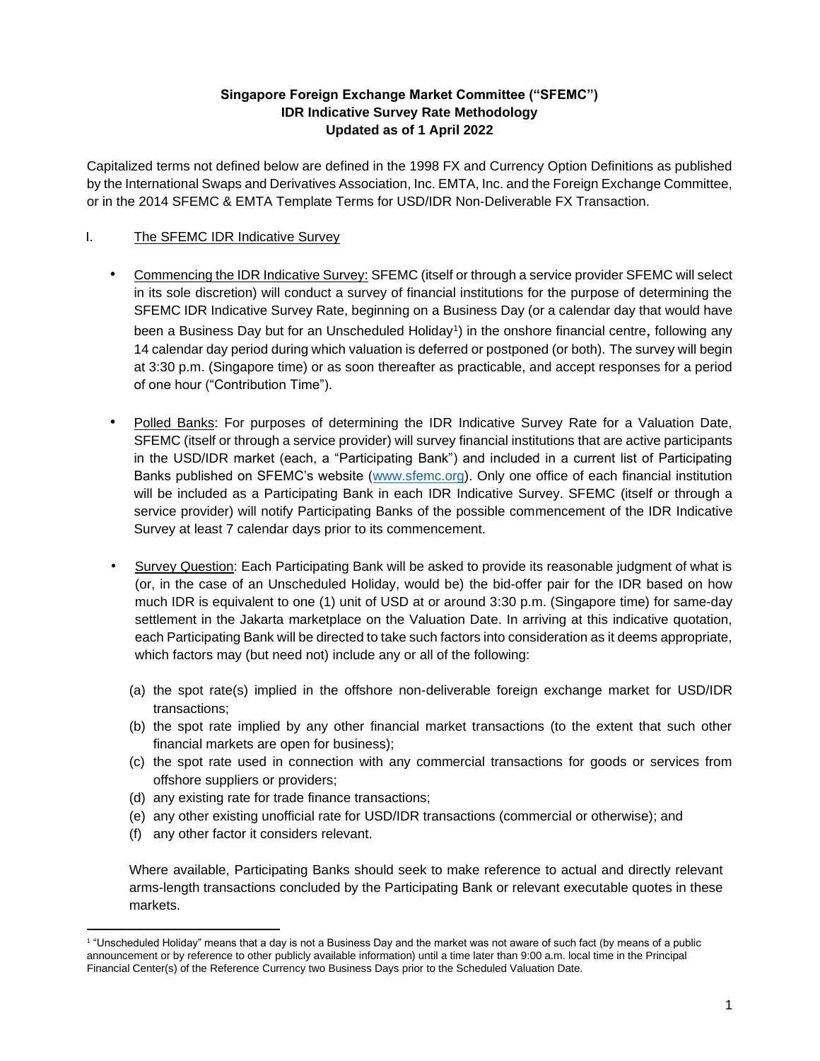**Singapore Foreign Exchange Market Committee ("SFEMC")**
**IDR Indicative Survey Rate Methodology**
**Updated as of 1 April 2022**

Capitalized terms not defined below are defined in the 1998 FX and Currency Option Definitions as published by the International Swaps and Derivatives Association, Inc. EMTA, Inc. and the Foreign Exchange Committee, or in the 2014 SFEMC & EMTA Template Terms for USD/IDR Non-Deliverable FX Transaction.

I. The SFEMC IDR Indicative Survey

- Commencing the IDR Indicative Survey: SFEMC (itself or through a service provider SFEMC will select in its sole discretion) will conduct a survey of financial institutions for the purpose of determining the SFEMC IDR Indicative Survey Rate, beginning on a Business Day (or a calendar day that would have been a Business Day but for an Unscheduled Holiday[1]) in the onshore financial centre, following any 14 calendar day period during which valuation is deferred or postponed (or both). The survey will begin at 3:30 p.m. (Singapore time) or as soon thereafter as practicable, and accept responses for a period of one hour ("Contribution Time").

- Polled Banks: For purposes of determining the IDR Indicative Survey Rate for a Valuation Date, SFEMC (itself or through a service provider) will survey financial institutions that are active participants in the USD/IDR market (each, a "Participating Bank") and included in a current list of Participating Banks published on SFEMC's website (www.sfemc.org). Only one office of each financial institution will be included as a Participating Bank in each IDR Indicative Survey. SFEMC (itself or through a service provider) will notify Participating Banks of the possible commencement of the IDR Indicative Survey at least 7 calendar days prior to its commencement.

- Survey Question: Each Participating Bank will be asked to provide its reasonable judgment of what is (or, in the case of an Unscheduled Holiday, would be) the bid-offer pair for the IDR based on how much IDR is equivalent to one (1) unit of USD at or around 3:30 p.m. (Singapore time) for same-day settlement in the Jakarta marketplace on the Valuation Date. In arriving at this indicative quotation, each Participating Bank will be directed to take such factors into consideration as it deems appropriate, which factors may (but need not) include any or all of the following:

  (a) the spot rate(s) implied in the offshore non-deliverable foreign exchange market for USD/IDR transactions;
  (b) the spot rate implied by any other financial market transactions (to the extent that such other financial markets are open for business);
  (c) the spot rate used in connection with any commercial transactions for goods or services from offshore suppliers or providers;
  (d) any existing rate for trade finance transactions;
  (e) any other existing unofficial rate for USD/IDR transactions (commercial or otherwise); and
  (f) any other factor it considers relevant.

  Where available, Participating Banks should seek to make reference to actual and directly relevant arms-length transactions concluded by the Participating Bank or relevant executable quotes in these markets.

[1] "Unscheduled Holiday" means that a day is not a Business Day and the market was not aware of such fact (by means of a public announcement or by reference to other publicly available information) until a time later than 9:00 a.m. local time in the Principal Financial Center(s) of the Reference Currency two Business Days prior to the Scheduled Valuation Date.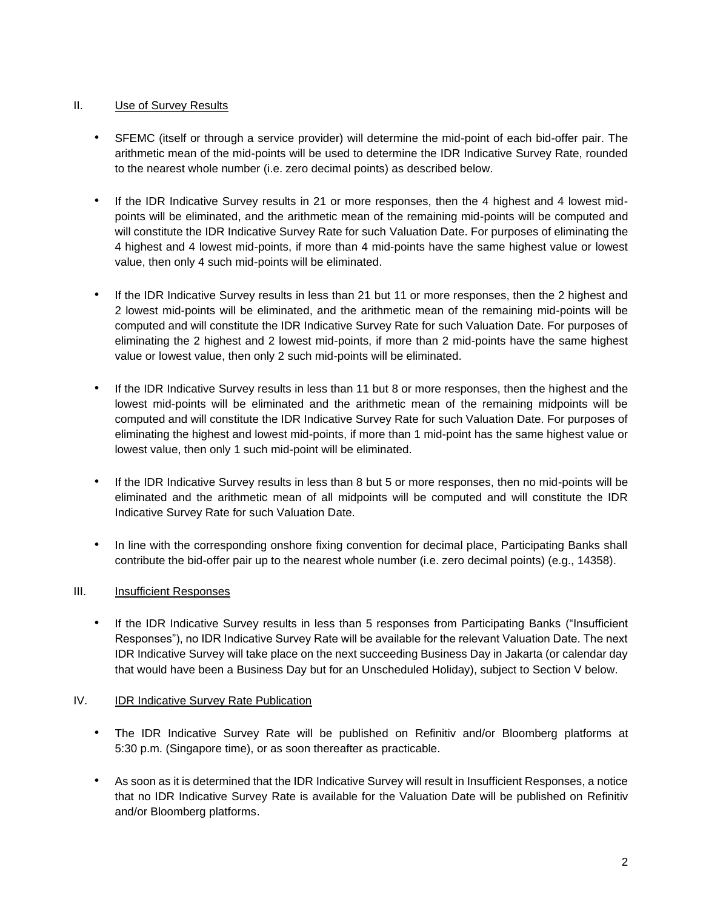## II. Use of Survey Results

- SFEMC (itself or through a service provider) will determine the mid-point of each bid-offer pair. The arithmetic mean of the mid-points will be used to determine the IDR Indicative Survey Rate, rounded to the nearest whole number (i.e. zero decimal points) as described below.
- If the IDR Indicative Survey results in 21 or more responses, then the 4 highest and 4 lowest mid-points will be eliminated, and the arithmetic mean of the remaining mid-points will be computed and will constitute the IDR Indicative Survey Rate for such Valuation Date. For purposes of eliminating the 4 highest and 4 lowest mid-points, if more than 4 mid-points have the same highest value or lowest value, then only 4 such mid-points will be eliminated.
- If the IDR Indicative Survey results in less than 21 but 11 or more responses, then the 2 highest and 2 lowest mid-points will be eliminated, and the arithmetic mean of the remaining mid-points will be computed and will constitute the IDR Indicative Survey Rate for such Valuation Date. For purposes of eliminating the 2 highest and 2 lowest mid-points, if more than 2 mid-points have the same highest value or lowest value, then only 2 such mid-points will be eliminated.
- If the IDR Indicative Survey results in less than 11 but 8 or more responses, then the highest and the lowest mid-points will be eliminated and the arithmetic mean of the remaining midpoints will be computed and will constitute the IDR Indicative Survey Rate for such Valuation Date. For purposes of eliminating the highest and lowest mid-points, if more than 1 mid-point has the same highest value or lowest value, then only 1 such mid-point will be eliminated.
- If the IDR Indicative Survey results in less than 8 but 5 or more responses, then no mid-points will be eliminated and the arithmetic mean of all midpoints will be computed and will constitute the IDR Indicative Survey Rate for such Valuation Date.
- In line with the corresponding onshore fixing convention for decimal place, Participating Banks shall contribute the bid-offer pair up to the nearest whole number (i.e. zero decimal points) (e.g., 14358).

## III. Insufficient Responses

- If the IDR Indicative Survey results in less than 5 responses from Participating Banks ("Insufficient Responses"), no IDR Indicative Survey Rate will be available for the relevant Valuation Date. The next IDR Indicative Survey will take place on the next succeeding Business Day in Jakarta (or calendar day that would have been a Business Day but for an Unscheduled Holiday), subject to Section V below.

## IV. IDR Indicative Survey Rate Publication

- The IDR Indicative Survey Rate will be published on Refinitiv and/or Bloomberg platforms at 5:30 p.m. (Singapore time), or as soon thereafter as practicable.
- As soon as it is determined that the IDR Indicative Survey will result in Insufficient Responses, a notice that no IDR Indicative Survey Rate is available for the Valuation Date will be published on Refinitiv and/or Bloomberg platforms.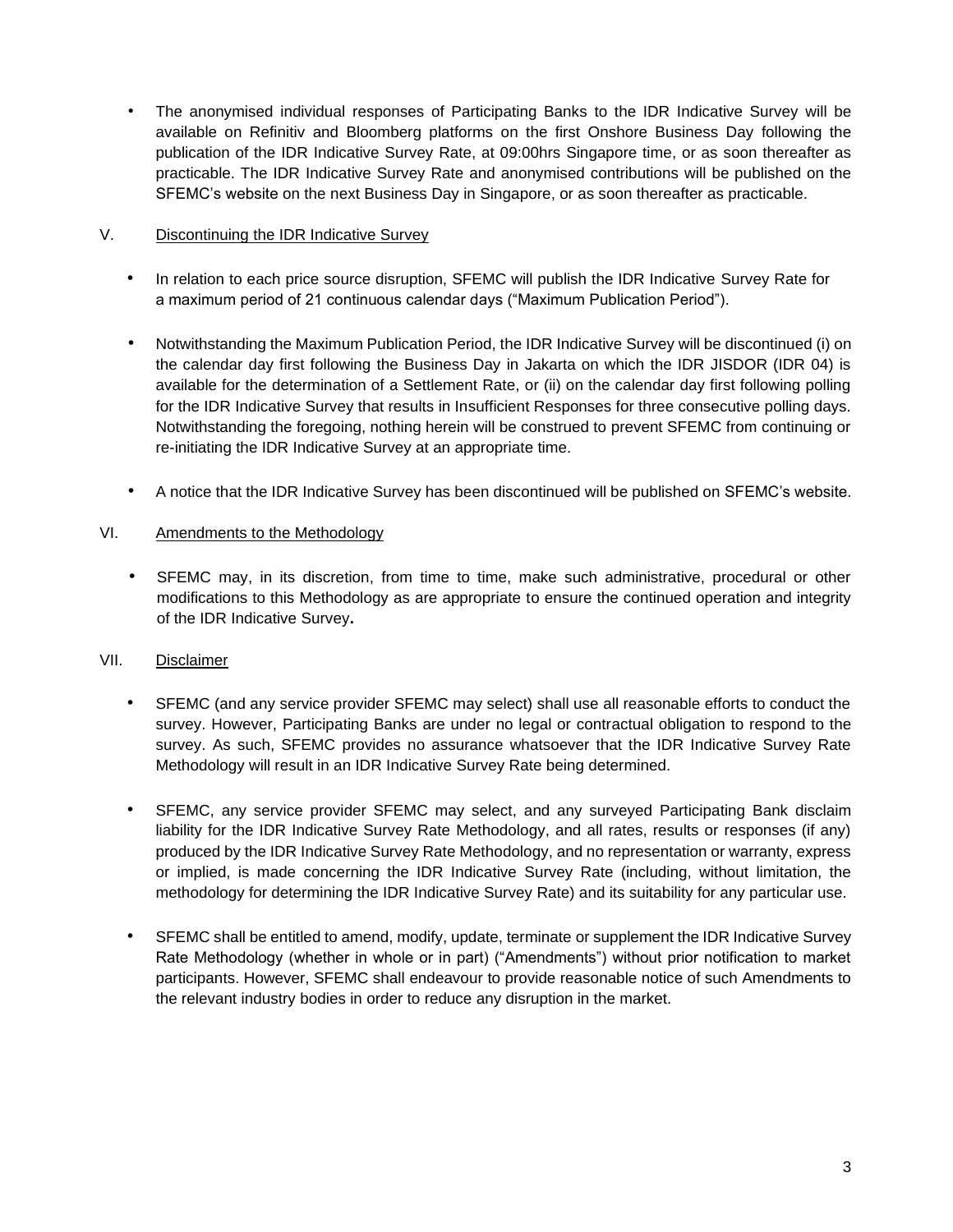- The anonymised individual responses of Participating Banks to the IDR Indicative Survey will be available on Refinitiv and Bloomberg platforms on the first Onshore Business Day following the publication of the IDR Indicative Survey Rate, at 09:00hrs Singapore time, or as soon thereafter as practicable. The IDR Indicative Survey Rate and anonymised contributions will be published on the SFEMC's website on the next Business Day in Singapore, or as soon thereafter as practicable.

## V. Discontinuing the IDR Indicative Survey

- In relation to each price source disruption, SFEMC will publish the IDR Indicative Survey Rate for a maximum period of 21 continuous calendar days ("Maximum Publication Period").

- Notwithstanding the Maximum Publication Period, the IDR Indicative Survey will be discontinued (i) on the calendar day first following the Business Day in Jakarta on which the IDR JISDOR (IDR 04) is available for the determination of a Settlement Rate, or (ii) on the calendar day first following polling for the IDR Indicative Survey that results in Insufficient Responses for three consecutive polling days. Notwithstanding the foregoing, nothing herein will be construed to prevent SFEMC from continuing or re-initiating the IDR Indicative Survey at an appropriate time.

- A notice that the IDR Indicative Survey has been discontinued will be published on SFEMC's website.

## VI. Amendments to the Methodology

- SFEMC may, in its discretion, from time to time, make such administrative, procedural or other modifications to this Methodology as are appropriate to ensure the continued operation and integrity of the IDR Indicative Survey**.**

## VII. Disclaimer

- SFEMC (and any service provider SFEMC may select) shall use all reasonable efforts to conduct the survey. However, Participating Banks are under no legal or contractual obligation to respond to the survey. As such, SFEMC provides no assurance whatsoever that the IDR Indicative Survey Rate Methodology will result in an IDR Indicative Survey Rate being determined.

- SFEMC, any service provider SFEMC may select, and any surveyed Participating Bank disclaim liability for the IDR Indicative Survey Rate Methodology, and all rates, results or responses (if any) produced by the IDR Indicative Survey Rate Methodology, and no representation or warranty, express or implied, is made concerning the IDR Indicative Survey Rate (including, without limitation, the methodology for determining the IDR Indicative Survey Rate) and its suitability for any particular use.

- SFEMC shall be entitled to amend, modify, update, terminate or supplement the IDR Indicative Survey Rate Methodology (whether in whole or in part) ("Amendments") without prior notification to market participants. However, SFEMC shall endeavour to provide reasonable notice of such Amendments to the relevant industry bodies in order to reduce any disruption in the market.